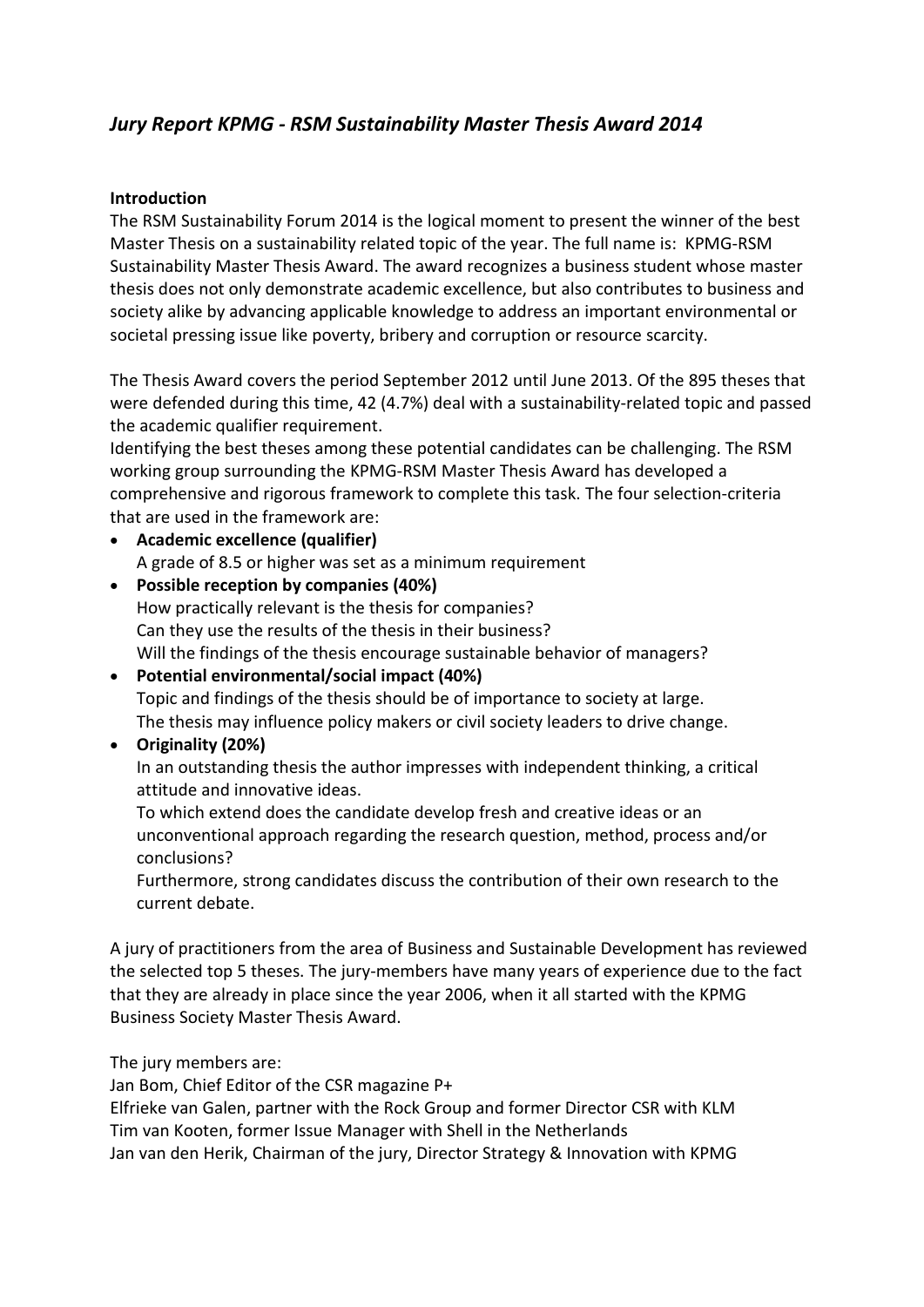# *Jury Report KPMG - RSM Sustainability Master Thesis Award 2014*

**Introduction**

The RSM Sustainability Forum 2014 is the logical moment to present the winner of the best Master Thesis on a sustainability related topic of the year. The full name is: KPMG-RSM Sustainability Master Thesis Award. The award recognizes a business student whose master thesis does not only demonstrate academic excellence, but also contributes to business and society alike by advancing applicable knowledge to address an important environmental or societal pressing issue like poverty, bribery and corruption or resource scarcity.

The Thesis Award covers the period September 2012 until June 2013. Of the 895 theses that were defended during this time, 42 (4.7%) deal with a sustainability-related topic and passed the academic qualifier requirement.

Identifying the best theses among these potential candidates can be challenging. The RSM working group surrounding the KPMG-RSM Master Thesis Award has developed a comprehensive and rigorous framework to complete this task. The four selection-criteria that are used in the framework are:

- **Academic excellence (qualifier)**
  A grade of 8.5 or higher was set as a minimum requirement
- **Possible reception by companies (40%)**
  How practically relevant is the thesis for companies?
  Can they use the results of the thesis in their business?
  Will the findings of the thesis encourage sustainable behavior of managers?
- **Potential environmental/social impact (40%)**
  Topic and findings of the thesis should be of importance to society at large.
  The thesis may influence policy makers or civil society leaders to drive change.
- **Originality (20%)**
  In an outstanding thesis the author impresses with independent thinking, a critical attitude and innovative ideas.
  To which extend does the candidate develop fresh and creative ideas or an unconventional approach regarding the research question, method, process and/or conclusions?
  Furthermore, strong candidates discuss the contribution of their own research to the current debate.

A jury of practitioners from the area of Business and Sustainable Development has reviewed the selected top 5 theses. The jury-members have many years of experience due to the fact that they are already in place since the year 2006, when it all started with the KPMG Business Society Master Thesis Award.

The jury members are:

Jan Bom, Chief Editor of the CSR magazine P+

Elfrieke van Galen, partner with the Rock Group and former Director CSR with KLM

Tim van Kooten, former Issue Manager with Shell in the Netherlands

Jan van den Herik, Chairman of the jury, Director Strategy & Innovation with KPMG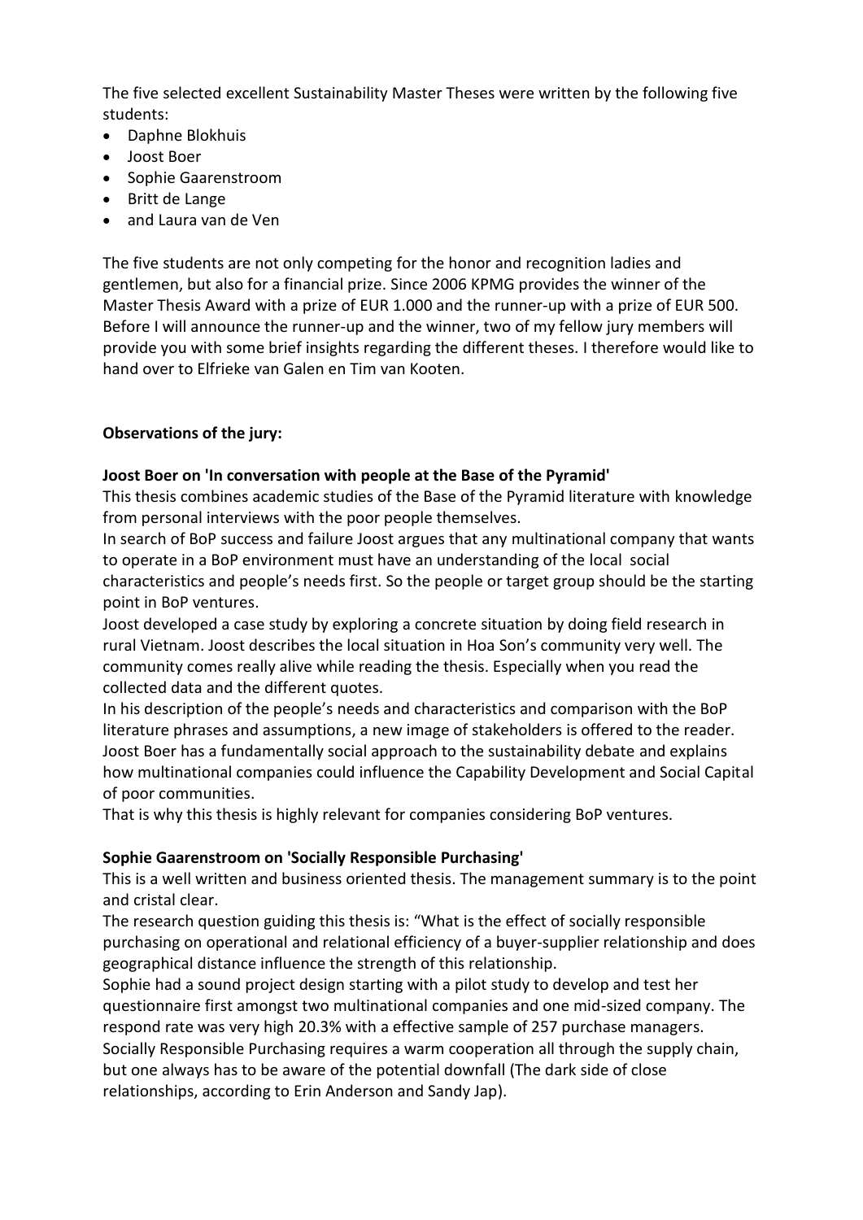The five selected excellent Sustainability Master Theses were written by the following five students:

- Daphne Blokhuis
- Joost Boer
- Sophie Gaarenstroom
- Britt de Lange
- and Laura van de Ven

The five students are not only competing for the honor and recognition ladies and gentlemen, but also for a financial prize. Since 2006 KPMG provides the winner of the Master Thesis Award with a prize of EUR 1.000 and the runner-up with a prize of EUR 500. Before I will announce the runner-up and the winner, two of my fellow jury members will provide you with some brief insights regarding the different theses. I therefore would like to hand over to Elfrieke van Galen en Tim van Kooten.

**Observations of the jury:**

**Joost Boer on 'In conversation with people at the Base of the Pyramid'**

This thesis combines academic studies of the Base of the Pyramid literature with knowledge from personal interviews with the poor people themselves.

In search of BoP success and failure Joost argues that any multinational company that wants to operate in a BoP environment must have an understanding of the local social characteristics and people's needs first. So the people or target group should be the starting point in BoP ventures.

Joost developed a case study by exploring a concrete situation by doing field research in rural Vietnam. Joost describes the local situation in Hoa Son's community very well. The community comes really alive while reading the thesis. Especially when you read the collected data and the different quotes.

In his description of the people's needs and characteristics and comparison with the BoP literature phrases and assumptions, a new image of stakeholders is offered to the reader. Joost Boer has a fundamentally social approach to the sustainability debate and explains how multinational companies could influence the Capability Development and Social Capital of poor communities.

That is why this thesis is highly relevant for companies considering BoP ventures.

**Sophie Gaarenstroom on 'Socially Responsible Purchasing'**

This is a well written and business oriented thesis. The management summary is to the point and cristal clear.

The research question guiding this thesis is: "What is the effect of socially responsible purchasing on operational and relational efficiency of a buyer-supplier relationship and does geographical distance influence the strength of this relationship.

Sophie had a sound project design starting with a pilot study to develop and test her questionnaire first amongst two multinational companies and one mid-sized company. The respond rate was very high 20.3% with a effective sample of 257 purchase managers.

Socially Responsible Purchasing requires a warm cooperation all through the supply chain, but one always has to be aware of the potential downfall (The dark side of close relationships, according to Erin Anderson and Sandy Jap).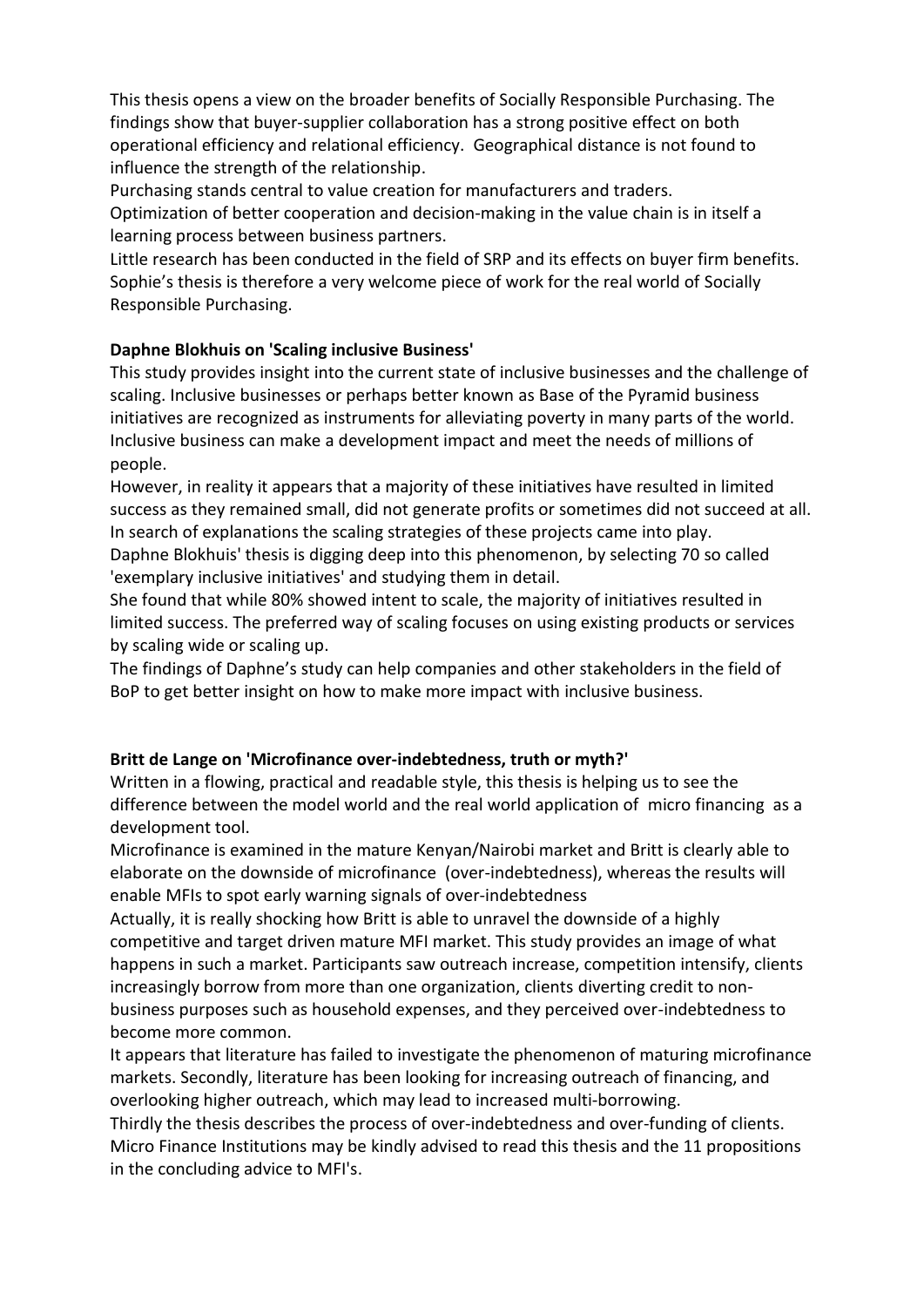This thesis opens a view on the broader benefits of Socially Responsible Purchasing. The findings show that buyer-supplier collaboration has a strong positive effect on both operational efficiency and relational efficiency. Geographical distance is not found to influence the strength of the relationship.

Purchasing stands central to value creation for manufacturers and traders.

Optimization of better cooperation and decision-making in the value chain is in itself a learning process between business partners.

Little research has been conducted in the field of SRP and its effects on buyer firm benefits. Sophie's thesis is therefore a very welcome piece of work for the real world of Socially Responsible Purchasing.

**Daphne Blokhuis on 'Scaling inclusive Business'**

This study provides insight into the current state of inclusive businesses and the challenge of scaling. Inclusive businesses or perhaps better known as Base of the Pyramid business initiatives are recognized as instruments for alleviating poverty in many parts of the world. Inclusive business can make a development impact and meet the needs of millions of people.

However, in reality it appears that a majority of these initiatives have resulted in limited success as they remained small, did not generate profits or sometimes did not succeed at all. In search of explanations the scaling strategies of these projects came into play.

Daphne Blokhuis' thesis is digging deep into this phenomenon, by selecting 70 so called 'exemplary inclusive initiatives' and studying them in detail.

She found that while 80% showed intent to scale, the majority of initiatives resulted in limited success. The preferred way of scaling focuses on using existing products or services by scaling wide or scaling up.

The findings of Daphne's study can help companies and other stakeholders in the field of BoP to get better insight on how to make more impact with inclusive business.

**Britt de Lange on 'Microfinance over-indebtedness, truth or myth?'**

Written in a flowing, practical and readable style, this thesis is helping us to see the difference between the model world and the real world application of micro financing as a development tool.

Microfinance is examined in the mature Kenyan/Nairobi market and Britt is clearly able to elaborate on the downside of microfinance (over-indebtedness), whereas the results will enable MFIs to spot early warning signals of over-indebtedness

Actually, it is really shocking how Britt is able to unravel the downside of a highly competitive and target driven mature MFI market. This study provides an image of what happens in such a market. Participants saw outreach increase, competition intensify, clients increasingly borrow from more than one organization, clients diverting credit to non-business purposes such as household expenses, and they perceived over-indebtedness to become more common.

It appears that literature has failed to investigate the phenomenon of maturing microfinance markets. Secondly, literature has been looking for increasing outreach of financing, and overlooking higher outreach, which may lead to increased multi-borrowing.

Thirdly the thesis describes the process of over-indebtedness and over-funding of clients. Micro Finance Institutions may be kindly advised to read this thesis and the 11 propositions in the concluding advice to MFI's.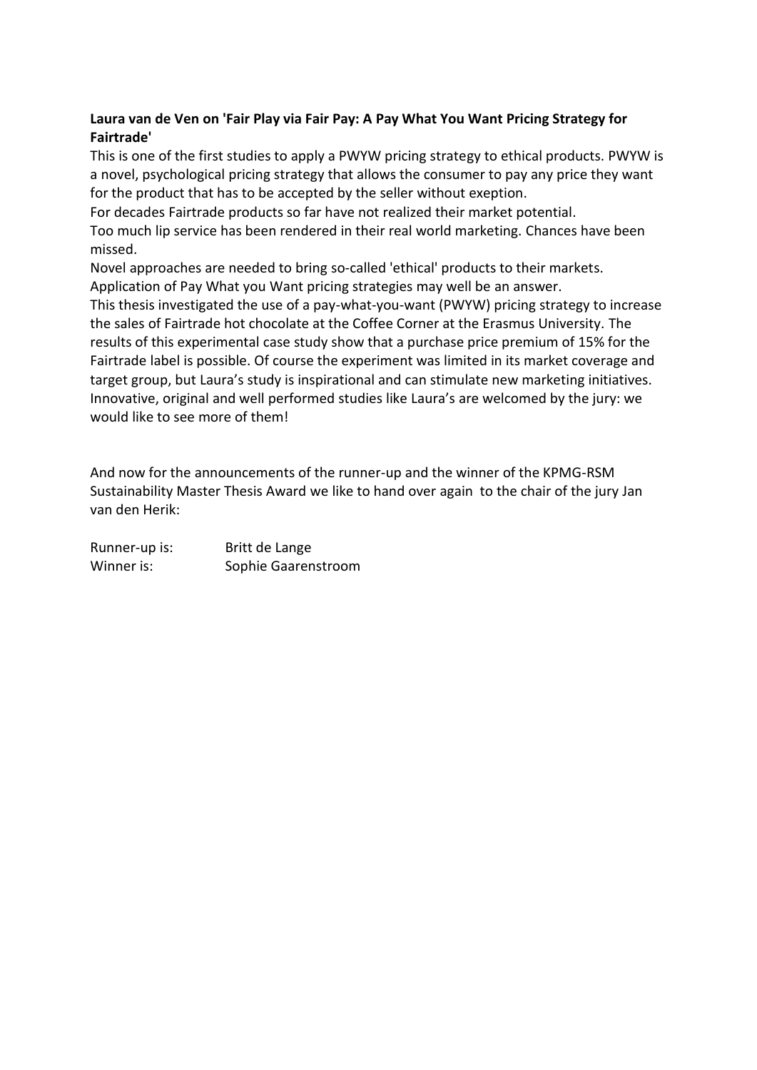**Laura van de Ven on 'Fair Play via Fair Pay: A Pay What You Want Pricing Strategy for Fairtrade'**

This is one of the first studies to apply a PWYW pricing strategy to ethical products. PWYW is a novel, psychological pricing strategy that allows the consumer to pay any price they want for the product that has to be accepted by the seller without exeption.

For decades Fairtrade products so far have not realized their market potential.

Too much lip service has been rendered in their real world marketing. Chances have been missed.

Novel approaches are needed to bring so-called 'ethical' products to their markets.

Application of Pay What you Want pricing strategies may well be an answer.

This thesis investigated the use of a pay-what-you-want (PWYW) pricing strategy to increase the sales of Fairtrade hot chocolate at the Coffee Corner at the Erasmus University. The results of this experimental case study show that a purchase price premium of 15% for the Fairtrade label is possible. Of course the experiment was limited in its market coverage and target group, but Laura's study is inspirational and can stimulate new marketing initiatives. Innovative, original and well performed studies like Laura's are welcomed by the jury: we would like to see more of them!

And now for the announcements of the runner-up and the winner of the KPMG-RSM Sustainability Master Thesis Award we like to hand over again to the chair of the jury Jan van den Herik:

Runner-up is: Britt de Lange

Winner is: Sophie Gaarenstroom